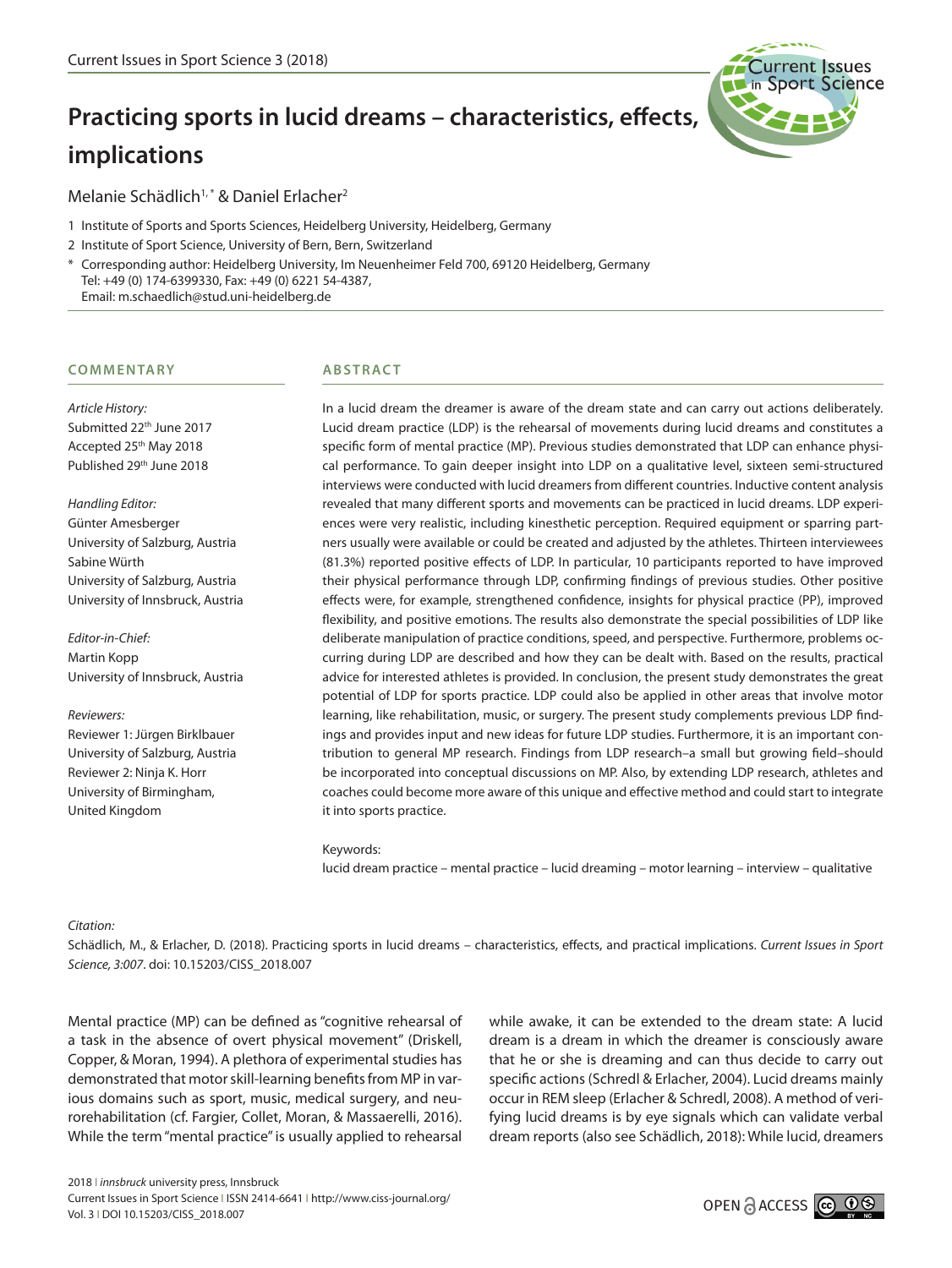# Practicing sports in lucid dreams – characteristics, effects, implications

Melanie Schädlich[1,*] & Daniel Erlacher[2]

1 Institute of Sports and Sports Sciences, Heidelberg University, Heidelberg, Germany

2 Institute of Sport Science, University of Bern, Bern, Switzerland

* Corresponding author: Heidelberg University, Im Neuenheimer Feld 700, 69120 Heidelberg, Germany
Tel: +49 (0) 174-6399330, Fax: +49 (0) 6221 54-4387,
Email: m.schaedlich@stud.uni-heidelberg.de

**COMMENTARY**

*Article History:*
Submitted 22th June 2017
Accepted 25th May 2018
Published 29th June 2018

*Handling Editor:*
Günter Amesberger
University of Salzburg, Austria
Sabine Würth
University of Salzburg, Austria
University of Innsbruck, Austria

*Editor-in-Chief:*
Martin Kopp
University of Innsbruck, Austria

*Reviewers:*
Reviewer 1: Jürgen Birklbauer
University of Salzburg, Austria
Reviewer 2: Ninja K. Horr
University of Birmingham,
United Kingdom

## ABSTRACT

In a lucid dream the dreamer is aware of the dream state and can carry out actions deliberately. Lucid dream practice (LDP) is the rehearsal of movements during lucid dreams and constitutes a specific form of mental practice (MP). Previous studies demonstrated that LDP can enhance physical performance. To gain deeper insight into LDP on a qualitative level, sixteen semi-structured interviews were conducted with lucid dreamers from different countries. Inductive content analysis revealed that many different sports and movements can be practiced in lucid dreams. LDP experiences were very realistic, including kinesthetic perception. Required equipment or sparring partners usually were available or could be created and adjusted by the athletes. Thirteen interviewees (81.3%) reported positive effects of LDP. In particular, 10 participants reported to have improved their physical performance through LDP, confirming findings of previous studies. Other positive effects were, for example, strengthened confidence, insights for physical practice (PP), improved flexibility, and positive emotions. The results also demonstrate the special possibilities of LDP like deliberate manipulation of practice conditions, speed, and perspective. Furthermore, problems occurring during LDP are described and how they can be dealt with. Based on the results, practical advice for interested athletes is provided. In conclusion, the present study demonstrates the great potential of LDP for sports practice. LDP could also be applied in other areas that involve motor learning, like rehabilitation, music, or surgery. The present study complements previous LDP findings and provides input and new ideas for future LDP studies. Furthermore, it is an important contribution to general MP research. Findings from LDP research–a small but growing field–should be incorporated into conceptual discussions on MP. Also, by extending LDP research, athletes and coaches could become more aware of this unique and effective method and could start to integrate it into sports practice.

Keywords:
lucid dream practice – mental practice – lucid dreaming – motor learning – interview – qualitative

*Citation:*
Schädlich, M., & Erlacher, D. (2018). Practicing sports in lucid dreams – characteristics, effects, and practical implications. *Current Issues in Sport Science, 3:007*. doi: 10.15203/CISS_2018.007

Mental practice (MP) can be defined as "cognitive rehearsal of a task in the absence of overt physical movement" (Driskell, Copper, & Moran, 1994). A plethora of experimental studies has demonstrated that motor skill-learning benefits from MP in various domains such as sport, music, medical surgery, and neurorehabilitation (cf. Fargier, Collet, Moran, & Massaerelli, 2016). While the term "mental practice" is usually applied to rehearsal while awake, it can be extended to the dream state: A lucid dream is a dream in which the dreamer is consciously aware that he or she is dreaming and can thus decide to carry out specific actions (Schredl & Erlacher, 2004). Lucid dreams mainly occur in REM sleep (Erlacher & Schredl, 2008). A method of verifying lucid dreams is by eye signals which can validate verbal dream reports (also see Schädlich, 2018): While lucid, dreamers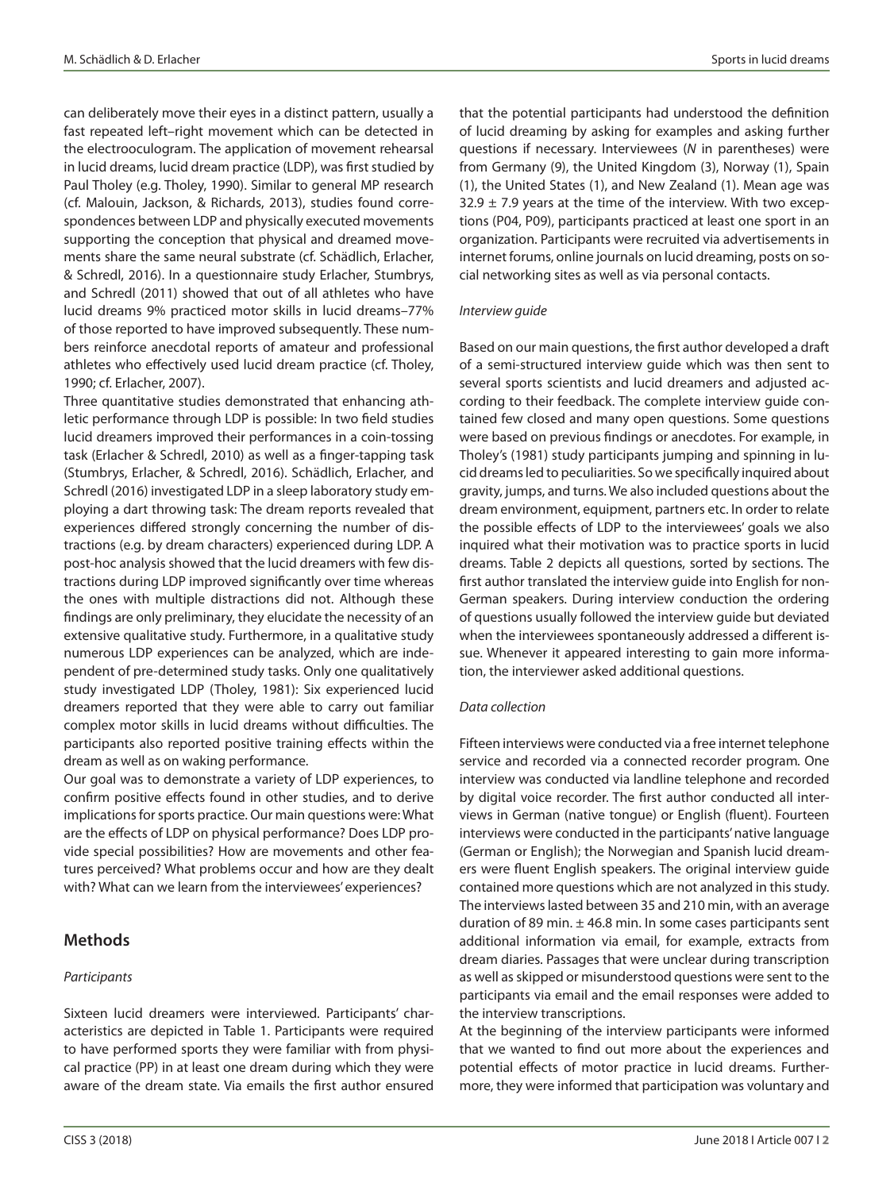can deliberately move their eyes in a distinct pattern, usually a fast repeated left–right movement which can be detected in the electrooculogram. The application of movement rehearsal in lucid dreams, lucid dream practice (LDP), was first studied by Paul Tholey (e.g. Tholey, 1990). Similar to general MP research (cf. Malouin, Jackson, & Richards, 2013), studies found correspondences between LDP and physically executed movements supporting the conception that physical and dreamed movements share the same neural substrate (cf. Schädlich, Erlacher, & Schredl, 2016). In a questionnaire study Erlacher, Stumbrys, and Schredl (2011) showed that out of all athletes who have lucid dreams 9% practiced motor skills in lucid dreams–77% of those reported to have improved subsequently. These numbers reinforce anecdotal reports of amateur and professional athletes who effectively used lucid dream practice (cf. Tholey, 1990; cf. Erlacher, 2007).

Three quantitative studies demonstrated that enhancing athletic performance through LDP is possible: In two field studies lucid dreamers improved their performances in a coin-tossing task (Erlacher & Schredl, 2010) as well as a finger-tapping task (Stumbrys, Erlacher, & Schredl, 2016). Schädlich, Erlacher, and Schredl (2016) investigated LDP in a sleep laboratory study employing a dart throwing task: The dream reports revealed that experiences differed strongly concerning the number of distractions (e.g. by dream characters) experienced during LDP. A post-hoc analysis showed that the lucid dreamers with few distractions during LDP improved significantly over time whereas the ones with multiple distractions did not. Although these findings are only preliminary, they elucidate the necessity of an extensive qualitative study. Furthermore, in a qualitative study numerous LDP experiences can be analyzed, which are independent of pre-determined study tasks. Only one qualitatively study investigated LDP (Tholey, 1981): Six experienced lucid dreamers reported that they were able to carry out familiar complex motor skills in lucid dreams without difficulties. The participants also reported positive training effects within the dream as well as on waking performance.

Our goal was to demonstrate a variety of LDP experiences, to confirm positive effects found in other studies, and to derive implications for sports practice. Our main questions were: What are the effects of LDP on physical performance? Does LDP provide special possibilities? How are movements and other features perceived? What problems occur and how are they dealt with? What can we learn from the interviewees' experiences?

## Methods

### *Participants*

Sixteen lucid dreamers were interviewed. Participants' characteristics are depicted in Table 1. Participants were required to have performed sports they were familiar with from physical practice (PP) in at least one dream during which they were aware of the dream state. Via emails the first author ensured that the potential participants had understood the definition of lucid dreaming by asking for examples and asking further questions if necessary. Interviewees (*N* in parentheses) were from Germany (9), the United Kingdom (3), Norway (1), Spain (1), the United States (1), and New Zealand (1). Mean age was 32.9 ± 7.9 years at the time of the interview. With two exceptions (P04, P09), participants practiced at least one sport in an organization. Participants were recruited via advertisements in internet forums, online journals on lucid dreaming, posts on social networking sites as well as via personal contacts.

### *Interview guide*

Based on our main questions, the first author developed a draft of a semi-structured interview guide which was then sent to several sports scientists and lucid dreamers and adjusted according to their feedback. The complete interview guide contained few closed and many open questions. Some questions were based on previous findings or anecdotes. For example, in Tholey's (1981) study participants jumping and spinning in lucid dreams led to peculiarities. So we specifically inquired about gravity, jumps, and turns. We also included questions about the dream environment, equipment, partners etc. In order to relate the possible effects of LDP to the interviewees' goals we also inquired what their motivation was to practice sports in lucid dreams. Table 2 depicts all questions, sorted by sections. The first author translated the interview guide into English for non-German speakers. During interview conduction the ordering of questions usually followed the interview guide but deviated when the interviewees spontaneously addressed a different issue. Whenever it appeared interesting to gain more information, the interviewer asked additional questions.

### *Data collection*

Fifteen interviews were conducted via a free internet telephone service and recorded via a connected recorder program. One interview was conducted via landline telephone and recorded by digital voice recorder. The first author conducted all interviews in German (native tongue) or English (fluent). Fourteen interviews were conducted in the participants' native language (German or English); the Norwegian and Spanish lucid dreamers were fluent English speakers. The original interview guide contained more questions which are not analyzed in this study. The interviews lasted between 35 and 210 min, with an average duration of 89 min. ± 46.8 min. In some cases participants sent additional information via email, for example, extracts from dream diaries. Passages that were unclear during transcription as well as skipped or misunderstood questions were sent to the participants via email and the email responses were added to the interview transcriptions.

At the beginning of the interview participants were informed that we wanted to find out more about the experiences and potential effects of motor practice in lucid dreams. Furthermore, they were informed that participation was voluntary and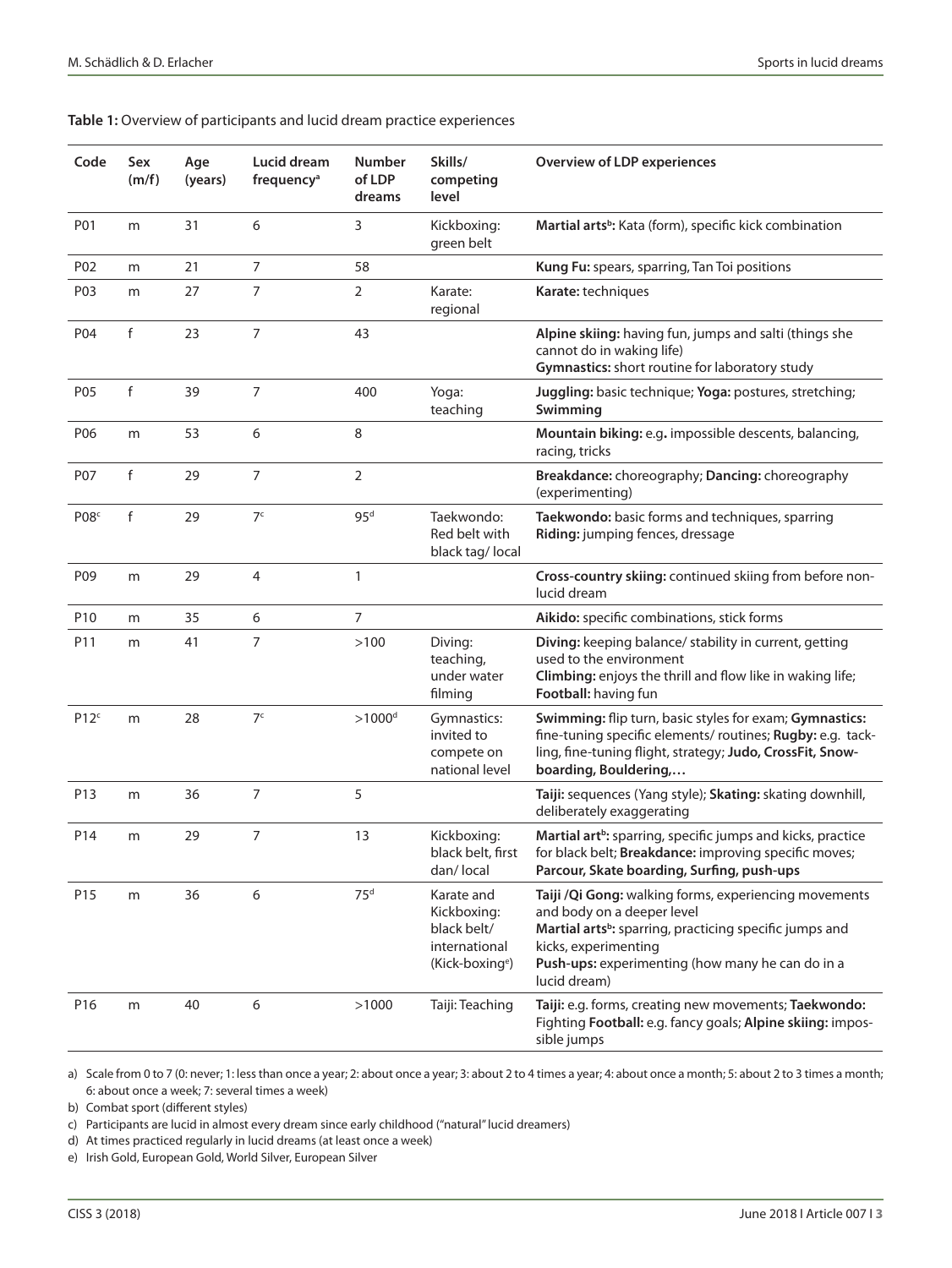**Table 1:** Overview of participants and lucid dream practice experiences

| Code | Sex (m/f) | Age (years) | Lucid dream frequency[a] | Number of LDP dreams | Skills/ competing level | Overview of LDP experiences |
|---|---|---|---|---|---|---|
| P01 | m | 31 | 6 | 3 | Kickboxing: green belt | **Martial arts[b]:** Kata (form), specific kick combination |
| P02 | m | 21 | 7 | 58 | | **Kung Fu:** spears, sparring, Tan Toi positions |
| P03 | m | 27 | 7 | 2 | Karate: regional | **Karate:** techniques |
| P04 | f | 23 | 7 | 43 | | **Alpine skiing:** having fun, jumps and salti (things she cannot do in waking life) **Gymnastics:** short routine for laboratory study |
| P05 | f | 39 | 7 | 400 | Yoga: teaching | **Juggling:** basic technique; **Yoga:** postures, stretching; **Swimming** |
| P06 | m | 53 | 6 | 8 | | **Mountain biking:** e.g**.** impossible descents, balancing, racing, tricks |
| P07 | f | 29 | 7 | 2 | | **Breakdance:** choreography; **Dancing:** choreography (experimenting) |
| P08[c] | f | 29 | 7[c] | 95[d] | Taekwondo: Red belt with black tag/ local | **Taekwondo:** basic forms and techniques, sparring **Riding:** jumping fences, dressage |
| P09 | m | 29 | 4 | 1 | | **Cross-country skiing:** continued skiing from before non-lucid dream |
| P10 | m | 35 | 6 | 7 | | **Aikido:** specific combinations, stick forms |
| P11 | m | 41 | 7 | >100 | Diving: teaching, under water filming | **Diving:** keeping balance/ stability in current, getting used to the environment **Climbing:** enjoys the thrill and flow like in waking life; **Football:** having fun |
| P12[c] | m | 28 | 7[c] | >1000[d] | Gymnastics: invited to compete on national level | **Swimming:** flip turn, basic styles for exam; **Gymnastics:** fine-tuning specific elements/ routines; **Rugby:** e.g. tackling, fine-tuning flight, strategy; **Judo, CrossFit, Snowboarding, Bouldering,…** |
| P13 | m | 36 | 7 | 5 | | **Taiji:** sequences (Yang style); **Skating:** skating downhill, deliberately exaggerating |
| P14 | m | 29 | 7 | 13 | Kickboxing: black belt, first dan/ local | **Martial art[b]:** sparring, specific jumps and kicks, practice for black belt; **Breakdance:** improving specific moves; **Parcour, Skate boarding, Surfing, push-ups** |
| P15 | m | 36 | 6 | 75[d] | Karate and Kickboxing: black belt/ international (Kick-boxing[e]) | **Taiji /Qi Gong:** walking forms, experiencing movements and body on a deeper level **Martial arts[b]:** sparring, practicing specific jumps and kicks, experimenting **Push-ups:** experimenting (how many he can do in a lucid dream) |
| P16 | m | 40 | 6 | >1000 | Taiji: Teaching | **Taiji:** e.g. forms, creating new movements; **Taekwondo:** Fighting **Football:** e.g. fancy goals; **Alpine skiing:** impossible jumps |

a) Scale from 0 to 7 (0: never; 1: less than once a year; 2: about once a year; 3: about 2 to 4 times a year; 4: about once a month; 5: about 2 to 3 times a month; 6: about once a week; 7: several times a week)

b) Combat sport (different styles)

c) Participants are lucid in almost every dream since early childhood ("natural" lucid dreamers)

d) At times practiced regularly in lucid dreams (at least once a week)

e) Irish Gold, European Gold, World Silver, European Silver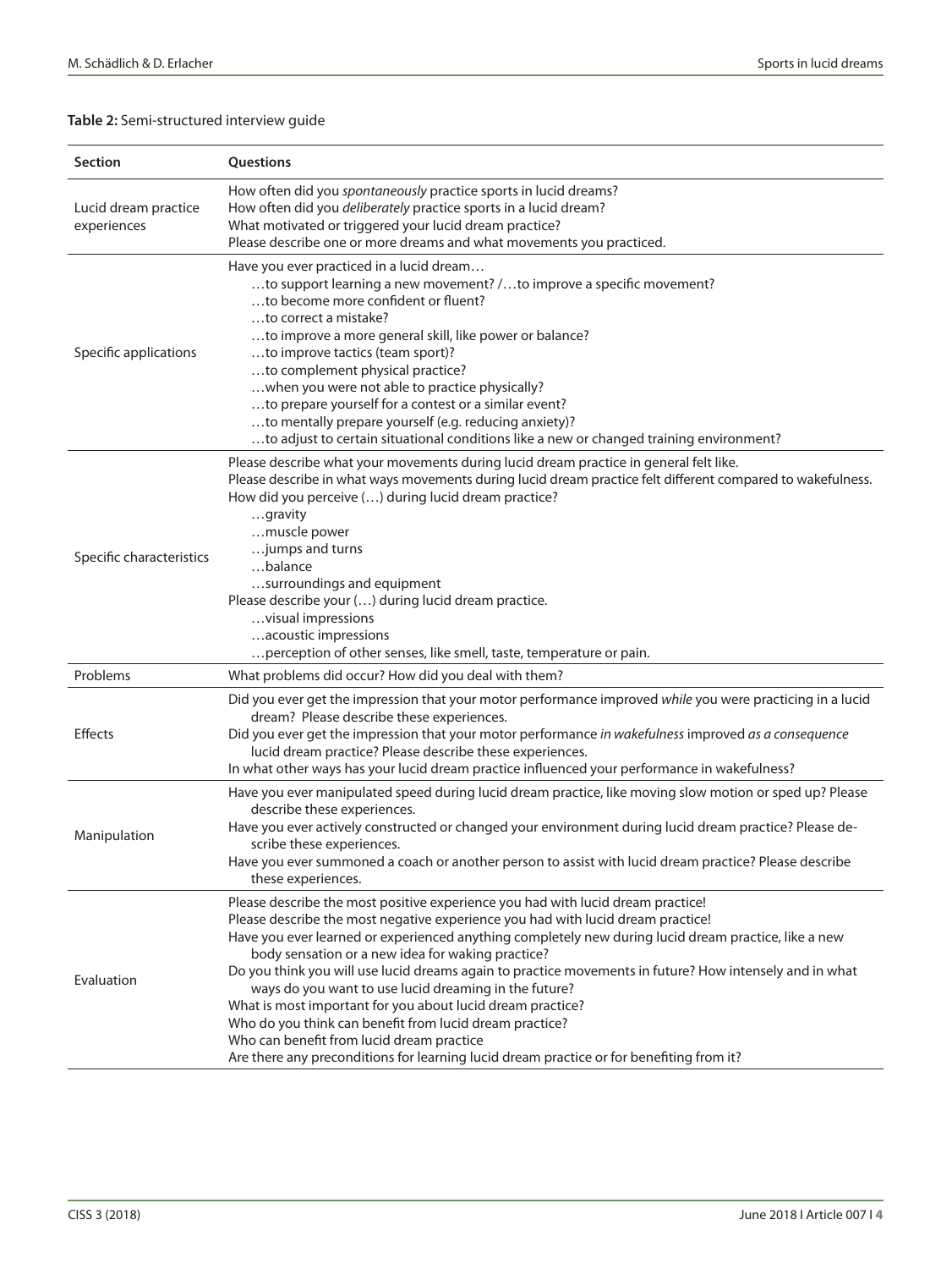**Table 2:** Semi-structured interview guide

| Section | Questions |
|---|---|
| Lucid dream practice experiences | How often did you *spontaneously* practice sports in lucid dreams?<br>How often did you *deliberately* practice sports in a lucid dream?<br>What motivated or triggered your lucid dream practice?<br>Please describe one or more dreams and what movements you practiced. |
| Specific applications | Have you ever practiced in a lucid dream…<br>…to support learning a new movement? /…to improve a specific movement?<br>…to become more confident or fluent?<br>…to correct a mistake?<br>…to improve a more general skill, like power or balance?<br>…to improve tactics (team sport)?<br>…to complement physical practice?<br>…when you were not able to practice physically?<br>…to prepare yourself for a contest or a similar event?<br>…to mentally prepare yourself (e.g. reducing anxiety)?<br>…to adjust to certain situational conditions like a new or changed training environment? |
| Specific characteristics | Please describe what your movements during lucid dream practice in general felt like.<br>Please describe in what ways movements during lucid dream practice felt different compared to wakefulness.<br>How did you perceive (…) during lucid dream practice?<br>…gravity<br>…muscle power<br>…jumps and turns<br>…balance<br>…surroundings and equipment<br>Please describe your (…) during lucid dream practice.<br>…visual impressions<br>…acoustic impressions<br>…perception of other senses, like smell, taste, temperature or pain. |
| Problems | What problems did occur? How did you deal with them? |
| Effects | Did you ever get the impression that your motor performance improved *while* you were practicing in a lucid dream? Please describe these experiences.<br>Did you ever get the impression that your motor performance *in wakefulness* improved *as a consequence* lucid dream practice? Please describe these experiences.<br>In what other ways has your lucid dream practice influenced your performance in wakefulness? |
| Manipulation | Have you ever manipulated speed during lucid dream practice, like moving slow motion or sped up? Please describe these experiences.<br>Have you ever actively constructed or changed your environment during lucid dream practice? Please describe these experiences.<br>Have you ever summoned a coach or another person to assist with lucid dream practice? Please describe these experiences. |
| Evaluation | Please describe the most positive experience you had with lucid dream practice!<br>Please describe the most negative experience you had with lucid dream practice!<br>Have you ever learned or experienced anything completely new during lucid dream practice, like a new body sensation or a new idea for waking practice?<br>Do you think you will use lucid dreams again to practice movements in future? How intensely and in what ways do you want to use lucid dreaming in the future?<br>What is most important for you about lucid dream practice?<br>Who do you think can benefit from lucid dream practice?<br>Who can benefit from lucid dream practice<br>Are there any preconditions for learning lucid dream practice or for benefiting from it? |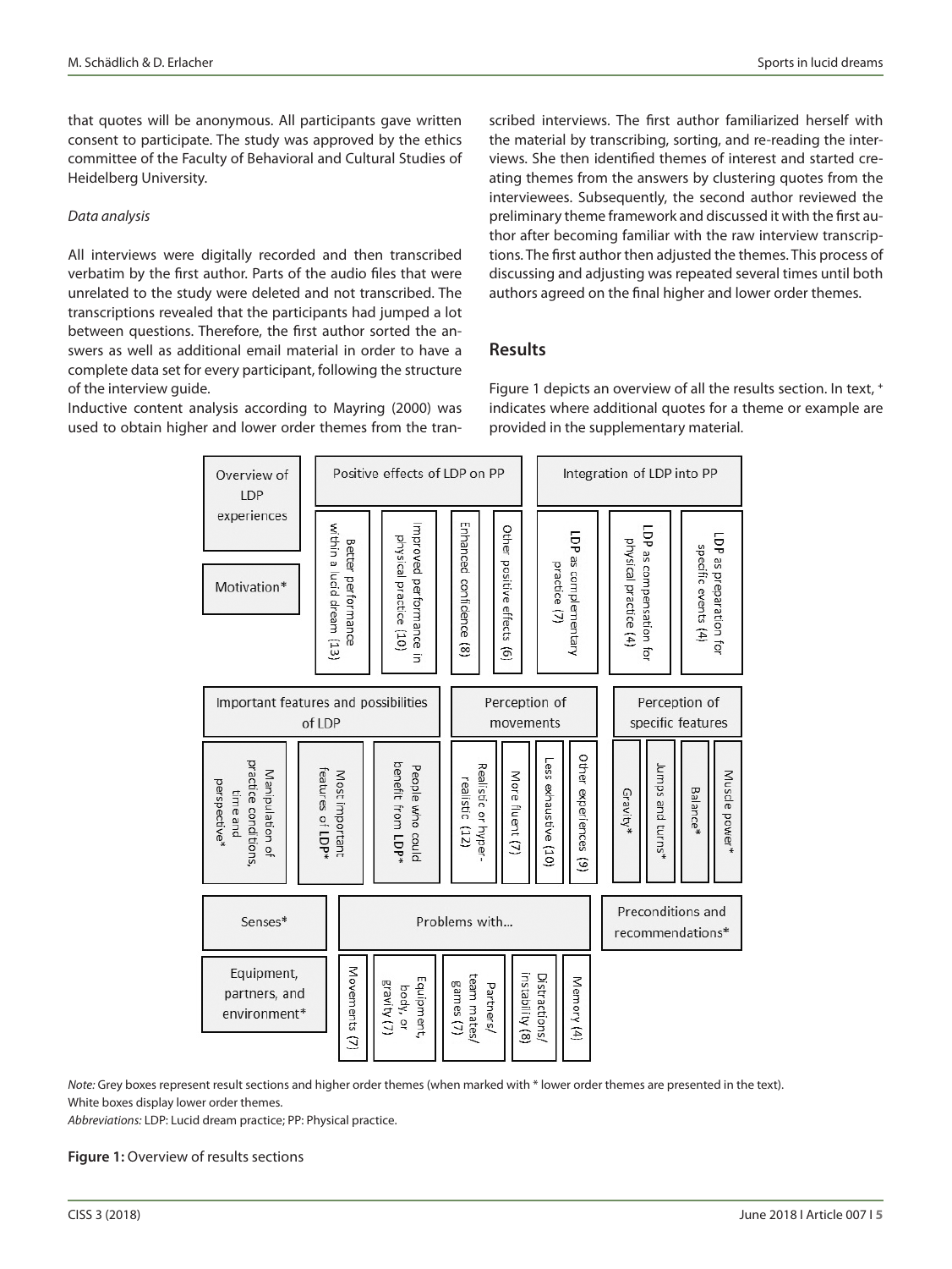that quotes will be anonymous. All participants gave written consent to participate. The study was approved by the ethics committee of the Faculty of Behavioral and Cultural Studies of Heidelberg University.

*Data analysis*

All interviews were digitally recorded and then transcribed verbatim by the first author. Parts of the audio files that were unrelated to the study were deleted and not transcribed. The transcriptions revealed that the participants had jumped a lot between questions. Therefore, the first author sorted the answers as well as additional email material in order to have a complete data set for every participant, following the structure of the interview guide.

Inductive content analysis according to Mayring (2000) was used to obtain higher and lower order themes from the transcribed interviews. The first author familiarized herself with the material by transcribing, sorting, and re-reading the interviews. She then identified themes of interest and started creating themes from the answers by clustering quotes from the interviewees. Subsequently, the second author reviewed the preliminary theme framework and discussed it with the first author after becoming familiar with the raw interview transcriptions. The first author then adjusted the themes. This process of discussing and adjusting was repeated several times until both authors agreed on the final higher and lower order themes.

## Results

Figure 1 depicts an overview of all the results section. In text, + indicates where additional quotes for a theme or example are provided in the supplementary material.

- Overview of LDP experiences
- Motivation*
- Positive effects of LDP on PP
  - Better performance within a lucid dream (13)
  - Improved performance in physical practice (10)
  - Enhanced confidence (8)
  - Other positive effects (6)
- Integration of LDP into PP
  - LDP as complementary practice (7)
  - LDP as compensation for physical practice (4)
  - LDP as preparation for specific events (4)
- Important features and possibilities of LDP
  - Manipulation of practice conditions, time and perspective*
  - Most important features of LDP*
  - People who could benefit from LDP*
- Perception of movements
  - Realistic or hyper-realistic (12)
  - More fluent (7)
  - Less exhaustive (10)
  - Other experiences (9)
- Perception of specific features
  - Gravity*
  - Jumps and turns*
  - Balance*
  - Muscle power*
- Senses*
- Equipment, partners, and environment*
- Problems with...
  - Movements (7)
  - Equipment, body, or gravity (7)
  - Partners/team mates/games (7)
  - Distractions/instability (8)
  - Memory (4)
- Preconditions and recommendations*

*Note:* Grey boxes represent result sections and higher order themes (when marked with * lower order themes are presented in the text). White boxes display lower order themes.
*Abbreviations:* LDP: Lucid dream practice; PP: Physical practice.

**Figure 1:** Overview of results sections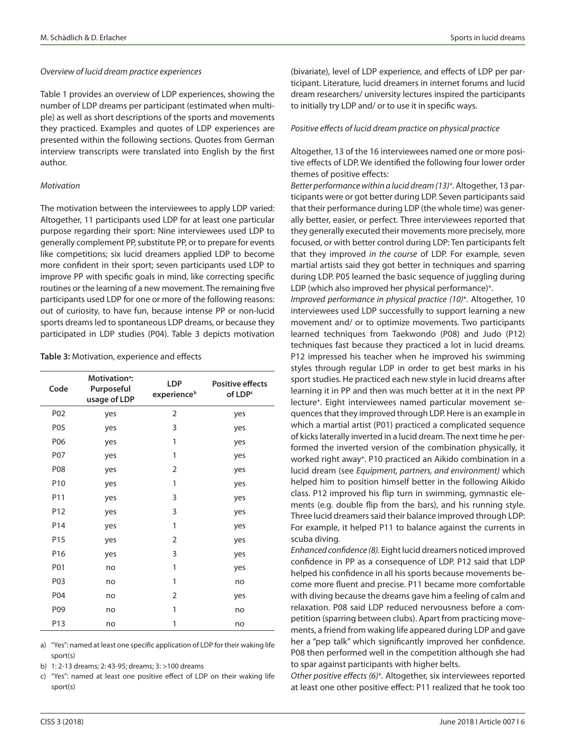*Overview of lucid dream practice experiences*

Table 1 provides an overview of LDP experiences, showing the number of LDP dreams per participant (estimated when multiple) as well as short descriptions of the sports and movements they practiced. Examples and quotes of LDP experiences are presented within the following sections. Quotes from German interview transcripts were translated into English by the first author.

*Motivation*

The motivation between the interviewees to apply LDP varied: Altogether, 11 participants used LDP for at least one particular purpose regarding their sport: Nine interviewees used LDP to generally complement PP, substitute PP, or to prepare for events like competitions; six lucid dreamers applied LDP to become more confident in their sport; seven participants used LDP to improve PP with specific goals in mind, like correcting specific routines or the learning of a new movement. The remaining five participants used LDP for one or more of the following reasons: out of curiosity, to have fun, because intense PP or non-lucid sports dreams led to spontaneous LDP dreams, or because they participated in LDP studies (P04). Table 3 depicts motivation (bivariate), level of LDP experience, and effects of LDP per participant. Literature, lucid dreamers in internet forums and lucid dream researchers/ university lectures inspired the participants to initially try LDP and/ or to use it in specific ways.

**Table 3:** Motivation, experience and effects

| Code | Motivation[a]: Purposeful usage of LDP | LDP experience[b] | Positive effects of LDP[c] |
|---|---|---|---|
| P02 | yes | 2 | yes |
| P05 | yes | 3 | yes |
| P06 | yes | 1 | yes |
| P07 | yes | 1 | yes |
| P08 | yes | 2 | yes |
| P10 | yes | 1 | yes |
| P11 | yes | 3 | yes |
| P12 | yes | 3 | yes |
| P14 | yes | 1 | yes |
| P15 | yes | 2 | yes |
| P16 | yes | 3 | yes |
| P01 | no | 1 | yes |
| P03 | no | 1 | no |
| P04 | no | 2 | yes |
| P09 | no | 1 | no |
| P13 | no | 1 | no |

a) "Yes": named at least one specific application of LDP for their waking life sport(s)

b) 1: 2-13 dreams; 2: 43-95; dreams; 3: >100 dreams

c) "Yes": named at least one positive effect of LDP on their waking life sport(s)

*Positive effects of lucid dream practice on physical practice*

Altogether, 13 of the 16 interviewees named one or more positive effects of LDP. We identified the following four lower order themes of positive effects:

*Better performance within a lucid dream (13)*[+]. Altogether, 13 participants were or got better during LDP. Seven participants said that their performance during LDP (the whole time) was generally better, easier, or perfect. Three interviewees reported that they generally executed their movements more precisely, more focused, or with better control during LDP: Ten participants felt that they improved *in the course* of LDP. For example, seven martial artists said they got better in techniques and sparring during LDP. P05 learned the basic sequence of juggling during LDP (which also improved her physical performance)[+].

*Improved performance in physical practice (10)*[+]. Altogether, 10 interviewees used LDP successfully to support learning a new movement and/ or to optimize movements. Two participants learned techniques from Taekwondo (P08) and Judo (P12) techniques fast because they practiced a lot in lucid dreams. P12 impressed his teacher when he improved his swimming styles through regular LDP in order to get best marks in his sport studies. He practiced each new style in lucid dreams after learning it in PP and then was much better at it in the next PP lecture[+]. Eight interviewees named particular movement sequences that they improved through LDP. Here is an example in which a martial artist (P01) practiced a complicated sequence of kicks laterally inverted in a lucid dream. The next time he performed the inverted version of the combination physically, it worked right away[+]. P10 practiced an Aikido combination in a lucid dream (see *Equipment, partners, and environment)* which helped him to position himself better in the following Aikido class. P12 improved his flip turn in swimming, gymnastic elements (e.g. double flip from the bars), and his running style. Three lucid dreamers said their balance improved through LDP: For example, it helped P11 to balance against the currents in scuba diving.

*Enhanced confidence (8)*. Eight lucid dreamers noticed improved confidence in PP as a consequence of LDP. P12 said that LDP helped his confidence in all his sports because movements become more fluent and precise. P11 became more comfortable with diving because the dreams gave him a feeling of calm and relaxation. P08 said LDP reduced nervousness before a competition (sparring between clubs). Apart from practicing movements, a friend from waking life appeared during LDP and gave her a "pep talk" which significantly improved her confidence. P08 then performed well in the competition although she had to spar against participants with higher belts.

*Other positive effects (6)*[+]. Altogether, six interviewees reported at least one other positive effect: P11 realized that he took too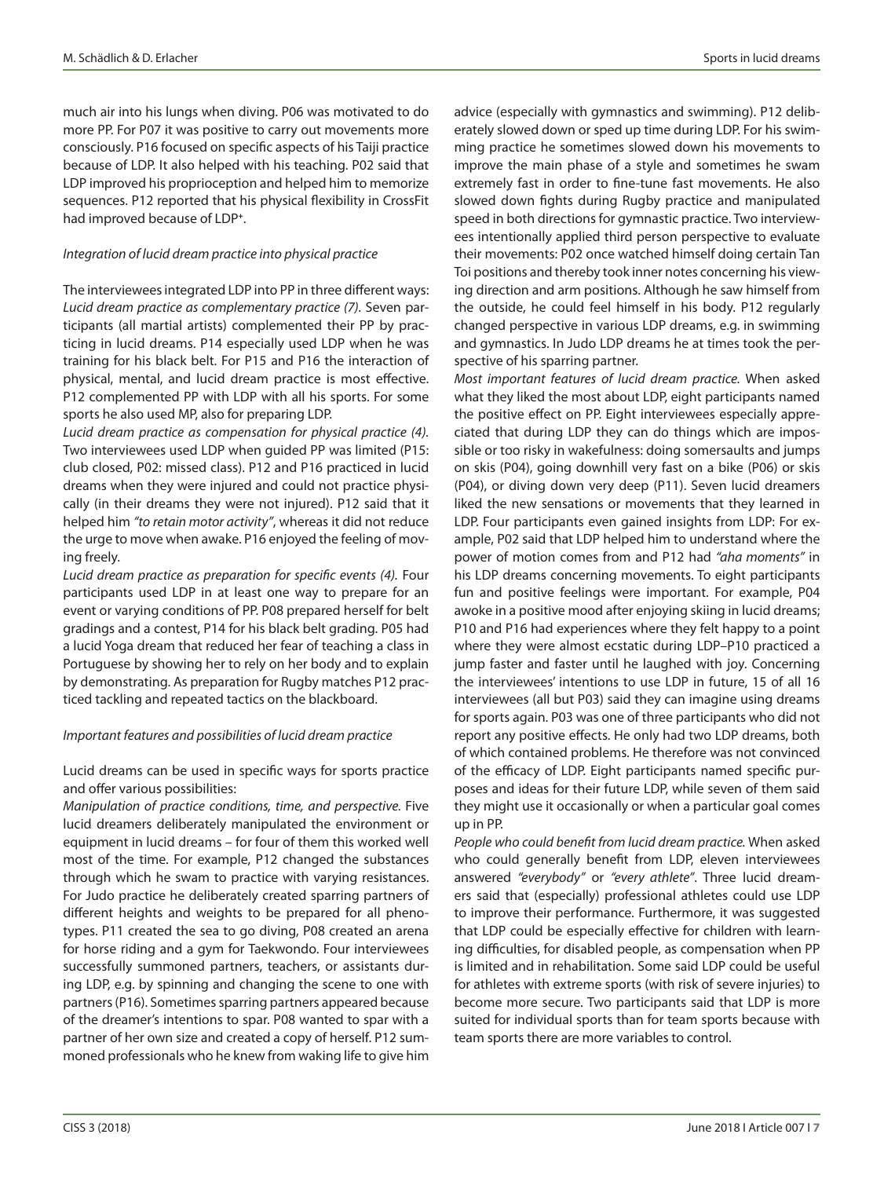much air into his lungs when diving. P06 was motivated to do more PP. For P07 it was positive to carry out movements more consciously. P16 focused on specific aspects of his Taiji practice because of LDP. It also helped with his teaching. P02 said that LDP improved his proprioception and helped him to memorize sequences. P12 reported that his physical flexibility in CrossFit had improved because of LDP+.

*Integration of lucid dream practice into physical practice*

The interviewees integrated LDP into PP in three different ways: *Lucid dream practice as complementary practice (7).* Seven participants (all martial artists) complemented their PP by practicing in lucid dreams. P14 especially used LDP when he was training for his black belt. For P15 and P16 the interaction of physical, mental, and lucid dream practice is most effective. P12 complemented PP with LDP with all his sports. For some sports he also used MP, also for preparing LDP.

*Lucid dream practice as compensation for physical practice (4).* Two interviewees used LDP when guided PP was limited (P15: club closed, P02: missed class). P12 and P16 practiced in lucid dreams when they were injured and could not practice physically (in their dreams they were not injured). P12 said that it helped him *"to retain motor activity"*, whereas it did not reduce the urge to move when awake. P16 enjoyed the feeling of moving freely.

*Lucid dream practice as preparation for specific events (4).* Four participants used LDP in at least one way to prepare for an event or varying conditions of PP. P08 prepared herself for belt gradings and a contest, P14 for his black belt grading. P05 had a lucid Yoga dream that reduced her fear of teaching a class in Portuguese by showing her to rely on her body and to explain by demonstrating. As preparation for Rugby matches P12 practiced tackling and repeated tactics on the blackboard.

*Important features and possibilities of lucid dream practice*

Lucid dreams can be used in specific ways for sports practice and offer various possibilities:

*Manipulation of practice conditions, time, and perspective.* Five lucid dreamers deliberately manipulated the environment or equipment in lucid dreams – for four of them this worked well most of the time. For example, P12 changed the substances through which he swam to practice with varying resistances. For Judo practice he deliberately created sparring partners of different heights and weights to be prepared for all phenotypes. P11 created the sea to go diving, P08 created an arena for horse riding and a gym for Taekwondo. Four interviewees successfully summoned partners, teachers, or assistants during LDP, e.g. by spinning and changing the scene to one with partners (P16). Sometimes sparring partners appeared because of the dreamer's intentions to spar. P08 wanted to spar with a partner of her own size and created a copy of herself. P12 summoned professionals who he knew from waking life to give him advice (especially with gymnastics and swimming). P12 deliberately slowed down or sped up time during LDP. For his swimming practice he sometimes slowed down his movements to improve the main phase of a style and sometimes he swam extremely fast in order to fine-tune fast movements. He also slowed down fights during Rugby practice and manipulated speed in both directions for gymnastic practice. Two interviewees intentionally applied third person perspective to evaluate their movements: P02 once watched himself doing certain Tan Toi positions and thereby took inner notes concerning his viewing direction and arm positions. Although he saw himself from the outside, he could feel himself in his body. P12 regularly changed perspective in various LDP dreams, e.g. in swimming and gymnastics. In Judo LDP dreams he at times took the perspective of his sparring partner.

*Most important features of lucid dream practice.* When asked what they liked the most about LDP, eight participants named the positive effect on PP. Eight interviewees especially appreciated that during LDP they can do things which are impossible or too risky in wakefulness: doing somersaults and jumps on skis (P04), going downhill very fast on a bike (P06) or skis (P04), or diving down very deep (P11). Seven lucid dreamers liked the new sensations or movements that they learned in LDP. Four participants even gained insights from LDP: For example, P02 said that LDP helped him to understand where the power of motion comes from and P12 had *"aha moments"* in his LDP dreams concerning movements. To eight participants fun and positive feelings were important. For example, P04 awoke in a positive mood after enjoying skiing in lucid dreams; P10 and P16 had experiences where they felt happy to a point where they were almost ecstatic during LDP–P10 practiced a jump faster and faster until he laughed with joy. Concerning the interviewees' intentions to use LDP in future, 15 of all 16 interviewees (all but P03) said they can imagine using dreams for sports again. P03 was one of three participants who did not report any positive effects. He only had two LDP dreams, both of which contained problems. He therefore was not convinced of the efficacy of LDP. Eight participants named specific purposes and ideas for their future LDP, while seven of them said they might use it occasionally or when a particular goal comes up in PP.

*People who could benefit from lucid dream practice.* When asked who could generally benefit from LDP, eleven interviewees answered *"everybody"* or *"every athlete"*. Three lucid dreamers said that (especially) professional athletes could use LDP to improve their performance. Furthermore, it was suggested that LDP could be especially effective for children with learning difficulties, for disabled people, as compensation when PP is limited and in rehabilitation. Some said LDP could be useful for athletes with extreme sports (with risk of severe injuries) to become more secure. Two participants said that LDP is more suited for individual sports than for team sports because with team sports there are more variables to control.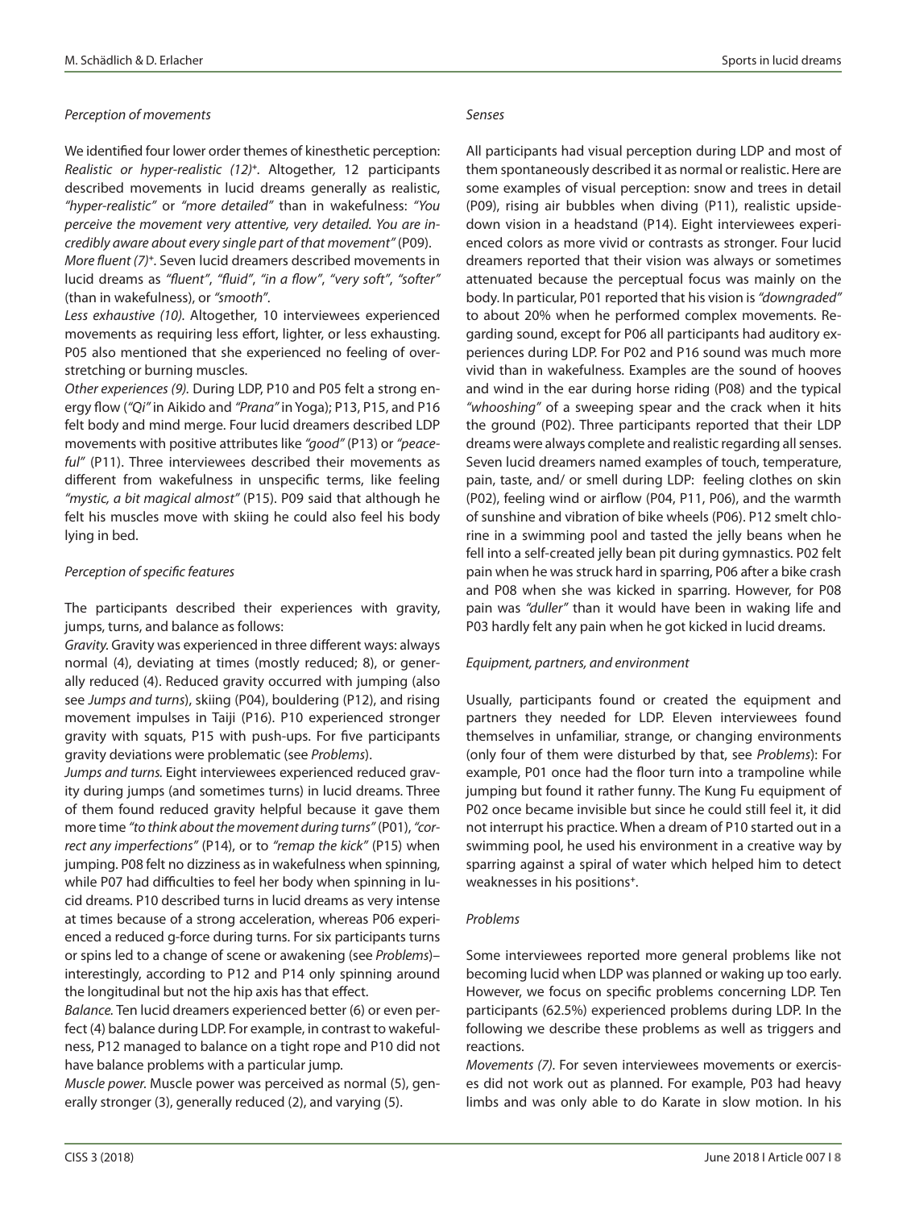*Perception of movements*

We identified four lower order themes of kinesthetic perception: *Realistic or hyper-realistic (12)*⁺. Altogether, 12 participants described movements in lucid dreams generally as realistic, *"hyper-realistic"* or *"more detailed"* than in wakefulness: *"You perceive the movement very attentive, very detailed. You are incredibly aware about every single part of that movement"* (P09).

*More fluent (7)*⁺. Seven lucid dreamers described movements in lucid dreams as *"fluent"*, *"fluid"*, *"in a flow"*, *"very soft"*, *"softer"* (than in wakefulness), or *"smooth"*.

*Less exhaustive (10)*. Altogether, 10 interviewees experienced movements as requiring less effort, lighter, or less exhausting. P05 also mentioned that she experienced no feeling of overstretching or burning muscles.

*Other experiences (9)*. During LDP, P10 and P05 felt a strong energy flow (*"Qi"* in Aikido and *"Prana"* in Yoga); P13, P15, and P16 felt body and mind merge. Four lucid dreamers described LDP movements with positive attributes like *"good"* (P13) or *"peaceful"* (P11). Three interviewees described their movements as different from wakefulness in unspecific terms, like feeling *"mystic, a bit magical almost"* (P15). P09 said that although he felt his muscles move with skiing he could also feel his body lying in bed.

*Perception of specific features*

The participants described their experiences with gravity, jumps, turns, and balance as follows:

*Gravity.* Gravity was experienced in three different ways: always normal (4), deviating at times (mostly reduced; 8), or generally reduced (4). Reduced gravity occurred with jumping (also see *Jumps and turns*), skiing (P04), bouldering (P12), and rising movement impulses in Taiji (P16). P10 experienced stronger gravity with squats, P15 with push-ups. For five participants gravity deviations were problematic (see *Problems*).

*Jumps and turns.* Eight interviewees experienced reduced gravity during jumps (and sometimes turns) in lucid dreams. Three of them found reduced gravity helpful because it gave them more time *"to think about the movement during turns"* (P01), *"correct any imperfections"* (P14), or to *"remap the kick"* (P15) when jumping. P08 felt no dizziness as in wakefulness when spinning, while P07 had difficulties to feel her body when spinning in lucid dreams. P10 described turns in lucid dreams as very intense at times because of a strong acceleration, whereas P06 experienced a reduced g-force during turns. For six participants turns or spins led to a change of scene or awakening (see *Problems*)– interestingly, according to P12 and P14 only spinning around the longitudinal but not the hip axis has that effect.

*Balance.* Ten lucid dreamers experienced better (6) or even perfect (4) balance during LDP. For example, in contrast to wakefulness, P12 managed to balance on a tight rope and P10 did not have balance problems with a particular jump.

*Muscle power.* Muscle power was perceived as normal (5), generally stronger (3), generally reduced (2), and varying (5).

*Senses*

All participants had visual perception during LDP and most of them spontaneously described it as normal or realistic. Here are some examples of visual perception: snow and trees in detail (P09), rising air bubbles when diving (P11), realistic upside-down vision in a headstand (P14). Eight interviewees experienced colors as more vivid or contrasts as stronger. Four lucid dreamers reported that their vision was always or sometimes attenuated because the perceptual focus was mainly on the body. In particular, P01 reported that his vision is *"downgraded"* to about 20% when he performed complex movements. Regarding sound, except for P06 all participants had auditory experiences during LDP. For P02 and P16 sound was much more vivid than in wakefulness. Examples are the sound of hooves and wind in the ear during horse riding (P08) and the typical *"whooshing"* of a sweeping spear and the crack when it hits the ground (P02). Three participants reported that their LDP dreams were always complete and realistic regarding all senses. Seven lucid dreamers named examples of touch, temperature, pain, taste, and/ or smell during LDP: feeling clothes on skin (P02), feeling wind or airflow (P04, P11, P06), and the warmth of sunshine and vibration of bike wheels (P06). P12 smelt chlorine in a swimming pool and tasted the jelly beans when he fell into a self-created jelly bean pit during gymnastics. P02 felt pain when he was struck hard in sparring, P06 after a bike crash and P08 when she was kicked in sparring. However, for P08 pain was *"duller"* than it would have been in waking life and P03 hardly felt any pain when he got kicked in lucid dreams.

*Equipment, partners, and environment*

Usually, participants found or created the equipment and partners they needed for LDP. Eleven interviewees found themselves in unfamiliar, strange, or changing environments (only four of them were disturbed by that, see *Problems*): For example, P01 once had the floor turn into a trampoline while jumping but found it rather funny. The Kung Fu equipment of P02 once became invisible but since he could still feel it, it did not interrupt his practice. When a dream of P10 started out in a swimming pool, he used his environment in a creative way by sparring against a spiral of water which helped him to detect weaknesses in his positions⁺.

*Problems*

Some interviewees reported more general problems like not becoming lucid when LDP was planned or waking up too early. However, we focus on specific problems concerning LDP. Ten participants (62.5%) experienced problems during LDP. In the following we describe these problems as well as triggers and reactions.

*Movements (7)*. For seven interviewees movements or exercises did not work out as planned. For example, P03 had heavy limbs and was only able to do Karate in slow motion. In his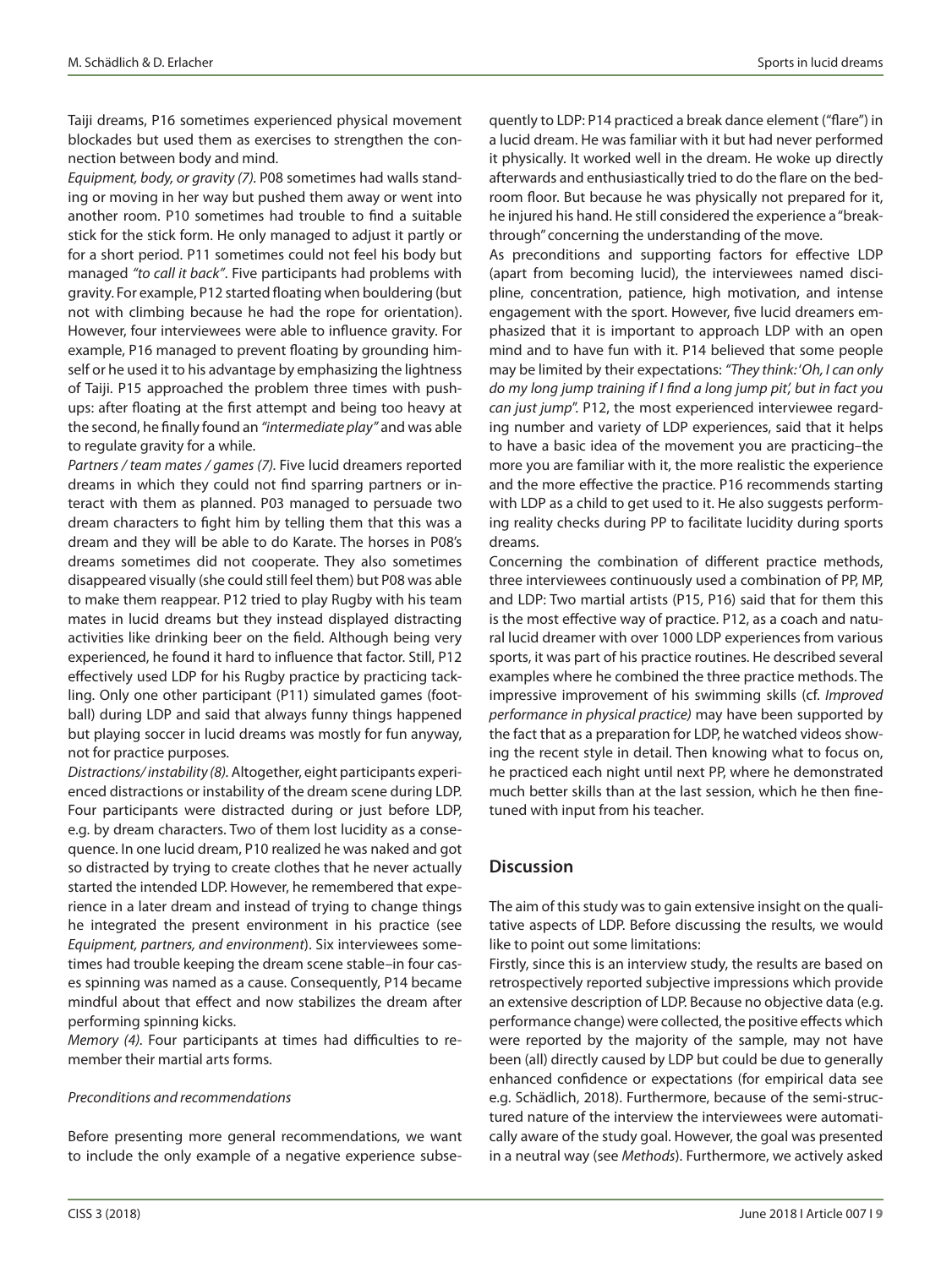Taiji dreams, P16 sometimes experienced physical movement blockades but used them as exercises to strengthen the connection between body and mind.

*Equipment, body, or gravity (7).* P08 sometimes had walls standing or moving in her way but pushed them away or went into another room. P10 sometimes had trouble to find a suitable stick for the stick form. He only managed to adjust it partly or for a short period. P11 sometimes could not feel his body but managed *"to call it back"*. Five participants had problems with gravity. For example, P12 started floating when bouldering (but not with climbing because he had the rope for orientation). However, four interviewees were able to influence gravity. For example, P16 managed to prevent floating by grounding himself or he used it to his advantage by emphasizing the lightness of Taiji. P15 approached the problem three times with push-ups: after floating at the first attempt and being too heavy at the second, he finally found an *"intermediate play"* and was able to regulate gravity for a while.

*Partners / team mates / games (7).* Five lucid dreamers reported dreams in which they could not find sparring partners or interact with them as planned. P03 managed to persuade two dream characters to fight him by telling them that this was a dream and they will be able to do Karate. The horses in P08's dreams sometimes did not cooperate. They also sometimes disappeared visually (she could still feel them) but P08 was able to make them reappear. P12 tried to play Rugby with his team mates in lucid dreams but they instead displayed distracting activities like drinking beer on the field. Although being very experienced, he found it hard to influence that factor. Still, P12 effectively used LDP for his Rugby practice by practicing tackling. Only one other participant (P11) simulated games (football) during LDP and said that always funny things happened but playing soccer in lucid dreams was mostly for fun anyway, not for practice purposes.

*Distractions/ instability (8).* Altogether, eight participants experienced distractions or instability of the dream scene during LDP. Four participants were distracted during or just before LDP, e.g. by dream characters. Two of them lost lucidity as a consequence. In one lucid dream, P10 realized he was naked and got so distracted by trying to create clothes that he never actually started the intended LDP. However, he remembered that experience in a later dream and instead of trying to change things he integrated the present environment in his practice (see *Equipment, partners, and environment*). Six interviewees sometimes had trouble keeping the dream scene stable–in four cases spinning was named as a cause. Consequently, P14 became mindful about that effect and now stabilizes the dream after performing spinning kicks.

*Memory (4).* Four participants at times had difficulties to remember their martial arts forms.

*Preconditions and recommendations*

Before presenting more general recommendations, we want to include the only example of a negative experience subsequently to LDP: P14 practiced a break dance element ("flare") in a lucid dream. He was familiar with it but had never performed it physically. It worked well in the dream. He woke up directly afterwards and enthusiastically tried to do the flare on the bedroom floor. But because he was physically not prepared for it, he injured his hand. He still considered the experience a "breakthrough" concerning the understanding of the move.

As preconditions and supporting factors for effective LDP (apart from becoming lucid), the interviewees named discipline, concentration, patience, high motivation, and intense engagement with the sport. However, five lucid dreamers emphasized that it is important to approach LDP with an open mind and to have fun with it. P14 believed that some people may be limited by their expectations: *"They think: 'Oh, I can only do my long jump training if I find a long jump pit', but in fact you can just jump".* P12, the most experienced interviewee regarding number and variety of LDP experiences, said that it helps to have a basic idea of the movement you are practicing–the more you are familiar with it, the more realistic the experience and the more effective the practice. P16 recommends starting with LDP as a child to get used to it. He also suggests performing reality checks during PP to facilitate lucidity during sports dreams.

Concerning the combination of different practice methods, three interviewees continuously used a combination of PP, MP, and LDP: Two martial artists (P15, P16) said that for them this is the most effective way of practice. P12, as a coach and natural lucid dreamer with over 1000 LDP experiences from various sports, it was part of his practice routines. He described several examples where he combined the three practice methods. The impressive improvement of his swimming skills (cf. *Improved performance in physical practice)* may have been supported by the fact that as a preparation for LDP, he watched videos showing the recent style in detail. Then knowing what to focus on, he practiced each night until next PP, where he demonstrated much better skills than at the last session, which he then fine-tuned with input from his teacher.

## Discussion

The aim of this study was to gain extensive insight on the qualitative aspects of LDP. Before discussing the results, we would like to point out some limitations:

Firstly, since this is an interview study, the results are based on retrospectively reported subjective impressions which provide an extensive description of LDP. Because no objective data (e.g. performance change) were collected, the positive effects which were reported by the majority of the sample, may not have been (all) directly caused by LDP but could be due to generally enhanced confidence or expectations (for empirical data see e.g. Schädlich, 2018). Furthermore, because of the semi-structured nature of the interview the interviewees were automatically aware of the study goal. However, the goal was presented in a neutral way (see *Methods*). Furthermore, we actively asked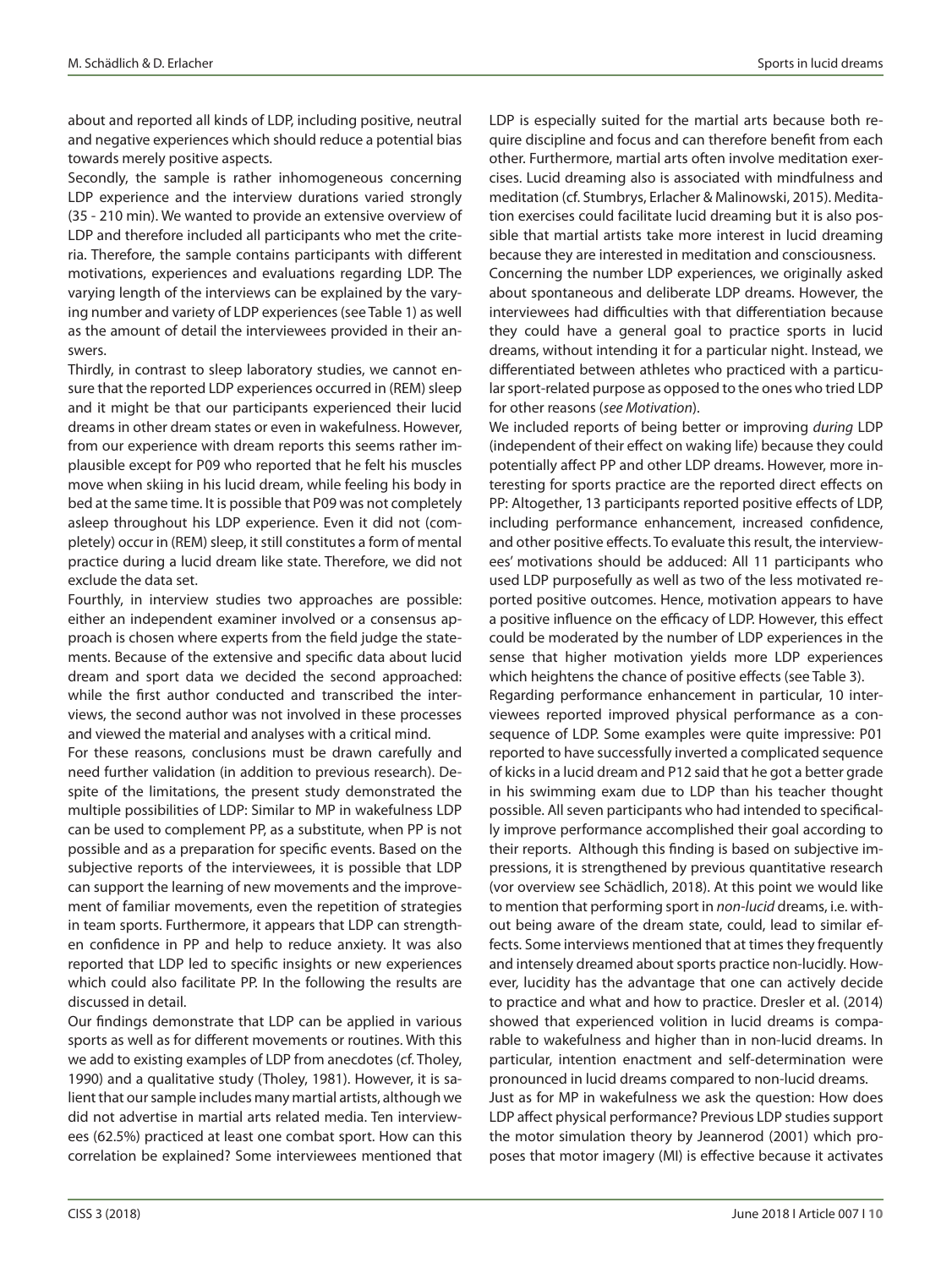about and reported all kinds of LDP, including positive, neutral and negative experiences which should reduce a potential bias towards merely positive aspects.

Secondly, the sample is rather inhomogeneous concerning LDP experience and the interview durations varied strongly (35 - 210 min). We wanted to provide an extensive overview of LDP and therefore included all participants who met the criteria. Therefore, the sample contains participants with different motivations, experiences and evaluations regarding LDP. The varying length of the interviews can be explained by the varying number and variety of LDP experiences (see Table 1) as well as the amount of detail the interviewees provided in their answers.

Thirdly, in contrast to sleep laboratory studies, we cannot ensure that the reported LDP experiences occurred in (REM) sleep and it might be that our participants experienced their lucid dreams in other dream states or even in wakefulness. However, from our experience with dream reports this seems rather implausible except for P09 who reported that he felt his muscles move when skiing in his lucid dream, while feeling his body in bed at the same time. It is possible that P09 was not completely asleep throughout his LDP experience. Even it did not (completely) occur in (REM) sleep, it still constitutes a form of mental practice during a lucid dream like state. Therefore, we did not exclude the data set.

Fourthly, in interview studies two approaches are possible: either an independent examiner involved or a consensus approach is chosen where experts from the field judge the statements. Because of the extensive and specific data about lucid dream and sport data we decided the second approached: while the first author conducted and transcribed the interviews, the second author was not involved in these processes and viewed the material and analyses with a critical mind.

For these reasons, conclusions must be drawn carefully and need further validation (in addition to previous research). Despite of the limitations, the present study demonstrated the multiple possibilities of LDP: Similar to MP in wakefulness LDP can be used to complement PP, as a substitute, when PP is not possible and as a preparation for specific events. Based on the subjective reports of the interviewees, it is possible that LDP can support the learning of new movements and the improvement of familiar movements, even the repetition of strategies in team sports. Furthermore, it appears that LDP can strengthen confidence in PP and help to reduce anxiety. It was also reported that LDP led to specific insights or new experiences which could also facilitate PP. In the following the results are discussed in detail.

Our findings demonstrate that LDP can be applied in various sports as well as for different movements or routines. With this we add to existing examples of LDP from anecdotes (cf. Tholey, 1990) and a qualitative study (Tholey, 1981). However, it is salient that our sample includes many martial artists, although we did not advertise in martial arts related media. Ten interviewees (62.5%) practiced at least one combat sport. How can this correlation be explained? Some interviewees mentioned that LDP is especially suited for the martial arts because both require discipline and focus and can therefore benefit from each other. Furthermore, martial arts often involve meditation exercises. Lucid dreaming also is associated with mindfulness and meditation (cf. Stumbrys, Erlacher & Malinowski, 2015). Meditation exercises could facilitate lucid dreaming but it is also possible that martial artists take more interest in lucid dreaming because they are interested in meditation and consciousness.

Concerning the number LDP experiences, we originally asked about spontaneous and deliberate LDP dreams. However, the interviewees had difficulties with that differentiation because they could have a general goal to practice sports in lucid dreams, without intending it for a particular night. Instead, we differentiated between athletes who practiced with a particular sport-related purpose as opposed to the ones who tried LDP for other reasons (*see Motivation*).

We included reports of being better or improving *during* LDP (independent of their effect on waking life) because they could potentially affect PP and other LDP dreams. However, more interesting for sports practice are the reported direct effects on PP: Altogether, 13 participants reported positive effects of LDP, including performance enhancement, increased confidence, and other positive effects. To evaluate this result, the interviewees' motivations should be adduced: All 11 participants who used LDP purposefully as well as two of the less motivated reported positive outcomes. Hence, motivation appears to have a positive influence on the efficacy of LDP. However, this effect could be moderated by the number of LDP experiences in the sense that higher motivation yields more LDP experiences which heightens the chance of positive effects (see Table 3).

Regarding performance enhancement in particular, 10 interviewees reported improved physical performance as a consequence of LDP. Some examples were quite impressive: P01 reported to have successfully inverted a complicated sequence of kicks in a lucid dream and P12 said that he got a better grade in his swimming exam due to LDP than his teacher thought possible. All seven participants who had intended to specifically improve performance accomplished their goal according to their reports. Although this finding is based on subjective impressions, it is strengthened by previous quantitative research (vor overview see Schädlich, 2018). At this point we would like to mention that performing sport in *non-lucid* dreams, i.e. without being aware of the dream state, could, lead to similar effects. Some interviews mentioned that at times they frequently and intensely dreamed about sports practice non-lucidly. However, lucidity has the advantage that one can actively decide to practice and what and how to practice. Dresler et al. (2014) showed that experienced volition in lucid dreams is comparable to wakefulness and higher than in non-lucid dreams. In particular, intention enactment and self-determination were pronounced in lucid dreams compared to non-lucid dreams.

Just as for MP in wakefulness we ask the question: How does LDP affect physical performance? Previous LDP studies support the motor simulation theory by Jeannerod (2001) which proposes that motor imagery (MI) is effective because it activates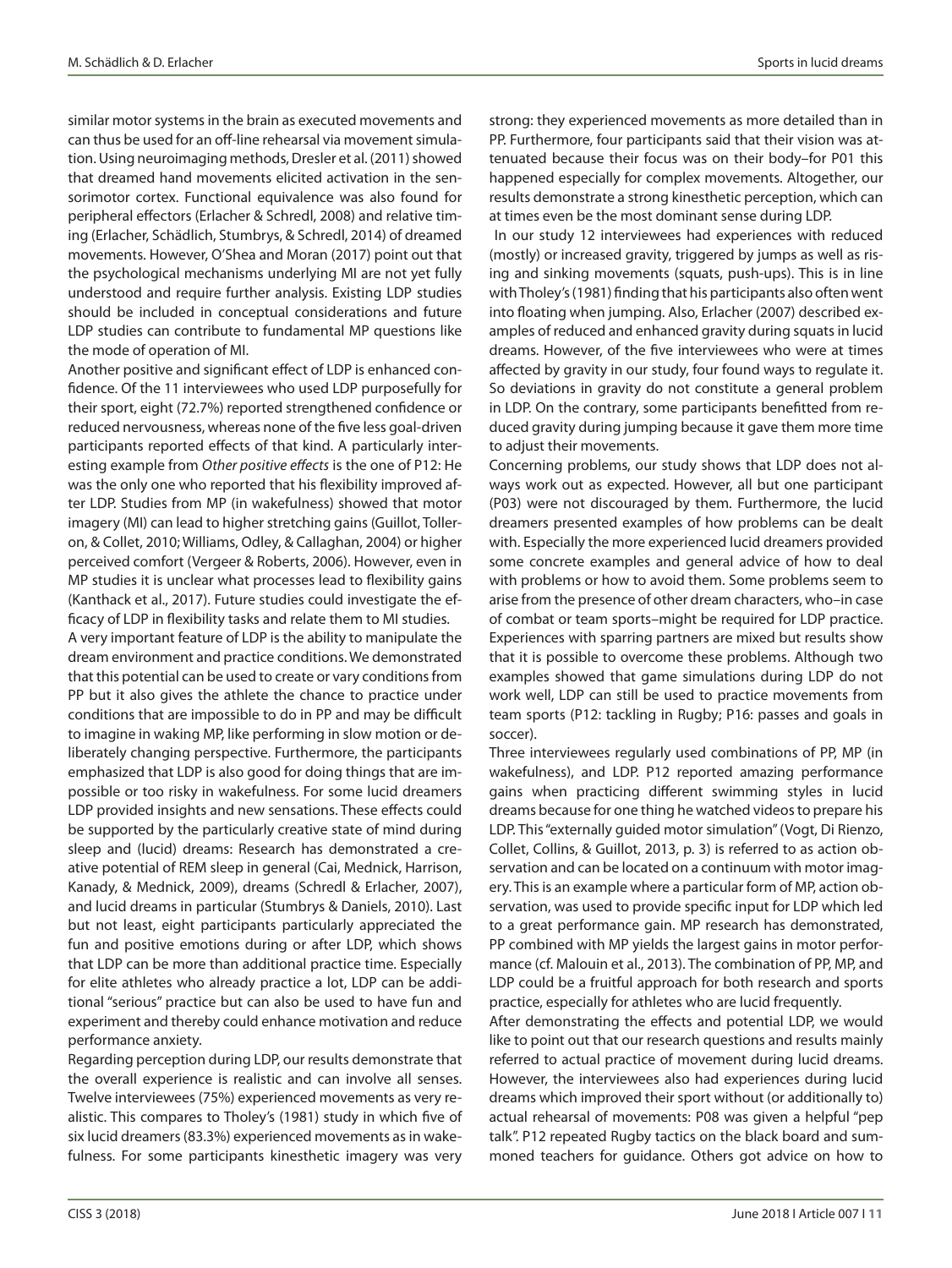similar motor systems in the brain as executed movements and can thus be used for an off-line rehearsal via movement simulation. Using neuroimaging methods, Dresler et al. (2011) showed that dreamed hand movements elicited activation in the sensorimotor cortex. Functional equivalence was also found for peripheral effectors (Erlacher & Schredl, 2008) and relative timing (Erlacher, Schädlich, Stumbrys, & Schredl, 2014) of dreamed movements. However, O'Shea and Moran (2017) point out that the psychological mechanisms underlying MI are not yet fully understood and require further analysis. Existing LDP studies should be included in conceptual considerations and future LDP studies can contribute to fundamental MP questions like the mode of operation of MI.

Another positive and significant effect of LDP is enhanced confidence. Of the 11 interviewees who used LDP purposefully for their sport, eight (72.7%) reported strengthened confidence or reduced nervousness, whereas none of the five less goal-driven participants reported effects of that kind. A particularly interesting example from *Other positive effects* is the one of P12: He was the only one who reported that his flexibility improved after LDP. Studies from MP (in wakefulness) showed that motor imagery (MI) can lead to higher stretching gains (Guillot, Tolleron, & Collet, 2010; Williams, Odley, & Callaghan, 2004) or higher perceived comfort (Vergeer & Roberts, 2006). However, even in MP studies it is unclear what processes lead to flexibility gains (Kanthack et al., 2017). Future studies could investigate the efficacy of LDP in flexibility tasks and relate them to MI studies.

A very important feature of LDP is the ability to manipulate the dream environment and practice conditions. We demonstrated that this potential can be used to create or vary conditions from PP but it also gives the athlete the chance to practice under conditions that are impossible to do in PP and may be difficult to imagine in waking MP, like performing in slow motion or deliberately changing perspective. Furthermore, the participants emphasized that LDP is also good for doing things that are impossible or too risky in wakefulness. For some lucid dreamers LDP provided insights and new sensations. These effects could be supported by the particularly creative state of mind during sleep and (lucid) dreams: Research has demonstrated a creative potential of REM sleep in general (Cai, Mednick, Harrison, Kanady, & Mednick, 2009), dreams (Schredl & Erlacher, 2007), and lucid dreams in particular (Stumbrys & Daniels, 2010). Last but not least, eight participants particularly appreciated the fun and positive emotions during or after LDP, which shows that LDP can be more than additional practice time. Especially for elite athletes who already practice a lot, LDP can be additional "serious" practice but can also be used to have fun and experiment and thereby could enhance motivation and reduce performance anxiety.

Regarding perception during LDP, our results demonstrate that the overall experience is realistic and can involve all senses. Twelve interviewees (75%) experienced movements as very realistic. This compares to Tholey's (1981) study in which five of six lucid dreamers (83.3%) experienced movements as in wakefulness. For some participants kinesthetic imagery was very strong: they experienced movements as more detailed than in PP. Furthermore, four participants said that their vision was attenuated because their focus was on their body–for P01 this happened especially for complex movements. Altogether, our results demonstrate a strong kinesthetic perception, which can at times even be the most dominant sense during LDP.

In our study 12 interviewees had experiences with reduced (mostly) or increased gravity, triggered by jumps as well as rising and sinking movements (squats, push-ups). This is in line with Tholey's (1981) finding that his participants also often went into floating when jumping. Also, Erlacher (2007) described examples of reduced and enhanced gravity during squats in lucid dreams. However, of the five interviewees who were at times affected by gravity in our study, four found ways to regulate it. So deviations in gravity do not constitute a general problem in LDP. On the contrary, some participants benefitted from reduced gravity during jumping because it gave them more time to adjust their movements.

Concerning problems, our study shows that LDP does not always work out as expected. However, all but one participant (P03) were not discouraged by them. Furthermore, the lucid dreamers presented examples of how problems can be dealt with. Especially the more experienced lucid dreamers provided some concrete examples and general advice of how to deal with problems or how to avoid them. Some problems seem to arise from the presence of other dream characters, who–in case of combat or team sports–might be required for LDP practice. Experiences with sparring partners are mixed but results show that it is possible to overcome these problems. Although two examples showed that game simulations during LDP do not work well, LDP can still be used to practice movements from team sports (P12: tackling in Rugby; P16: passes and goals in soccer).

Three interviewees regularly used combinations of PP, MP (in wakefulness), and LDP. P12 reported amazing performance gains when practicing different swimming styles in lucid dreams because for one thing he watched videos to prepare his LDP. This "externally guided motor simulation" (Vogt, Di Rienzo, Collet, Collins, & Guillot, 2013, p. 3) is referred to as action observation and can be located on a continuum with motor imagery. This is an example where a particular form of MP, action observation, was used to provide specific input for LDP which led to a great performance gain. MP research has demonstrated, PP combined with MP yields the largest gains in motor performance (cf. Malouin et al., 2013). The combination of PP, MP, and LDP could be a fruitful approach for both research and sports practice, especially for athletes who are lucid frequently.

After demonstrating the effects and potential LDP, we would like to point out that our research questions and results mainly referred to actual practice of movement during lucid dreams. However, the interviewees also had experiences during lucid dreams which improved their sport without (or additionally to) actual rehearsal of movements: P08 was given a helpful "pep talk". P12 repeated Rugby tactics on the black board and summoned teachers for guidance. Others got advice on how to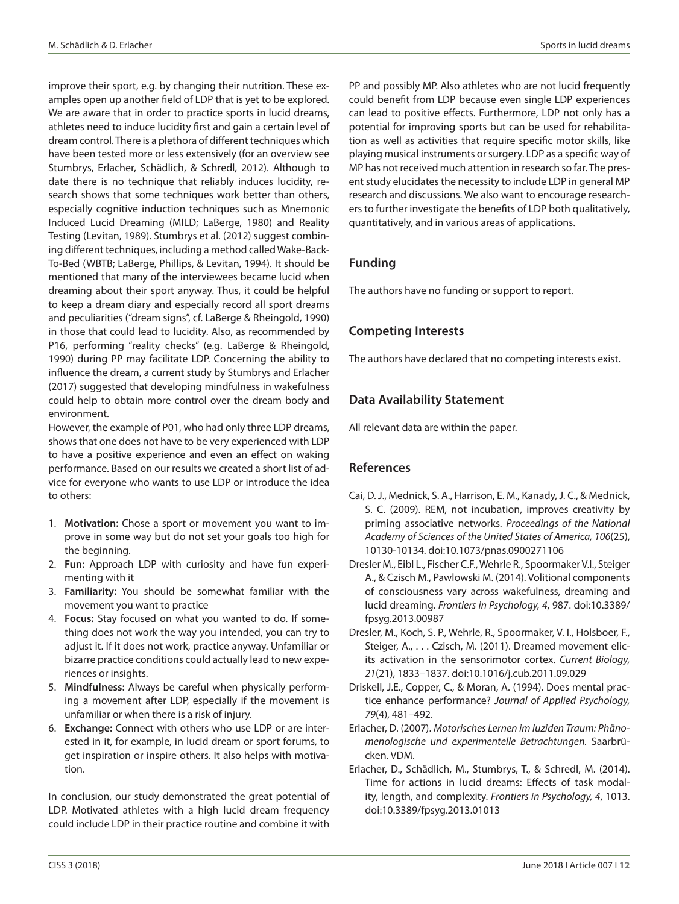improve their sport, e.g. by changing their nutrition. These examples open up another field of LDP that is yet to be explored. We are aware that in order to practice sports in lucid dreams, athletes need to induce lucidity first and gain a certain level of dream control. There is a plethora of different techniques which have been tested more or less extensively (for an overview see Stumbrys, Erlacher, Schädlich, & Schredl, 2012). Although to date there is no technique that reliably induces lucidity, research shows that some techniques work better than others, especially cognitive induction techniques such as Mnemonic Induced Lucid Dreaming (MILD; LaBerge, 1980) and Reality Testing (Levitan, 1989). Stumbrys et al. (2012) suggest combining different techniques, including a method called Wake-Back-To-Bed (WBTB; LaBerge, Phillips, & Levitan, 1994). It should be mentioned that many of the interviewees became lucid when dreaming about their sport anyway. Thus, it could be helpful to keep a dream diary and especially record all sport dreams and peculiarities ("dream signs", cf. LaBerge & Rheingold, 1990) in those that could lead to lucidity. Also, as recommended by P16, performing "reality checks" (e.g. LaBerge & Rheingold, 1990) during PP may facilitate LDP. Concerning the ability to influence the dream, a current study by Stumbrys and Erlacher (2017) suggested that developing mindfulness in wakefulness could help to obtain more control over the dream body and environment.

However, the example of P01, who had only three LDP dreams, shows that one does not have to be very experienced with LDP to have a positive experience and even an effect on waking performance. Based on our results we created a short list of advice for everyone who wants to use LDP or introduce the idea to others:

1. **Motivation:** Chose a sport or movement you want to improve in some way but do not set your goals too high for the beginning.
2. **Fun:** Approach LDP with curiosity and have fun experimenting with it
3. **Familiarity:** You should be somewhat familiar with the movement you want to practice
4. **Focus:** Stay focused on what you wanted to do. If something does not work the way you intended, you can try to adjust it. If it does not work, practice anyway. Unfamiliar or bizarre practice conditions could actually lead to new experiences or insights.
5. **Mindfulness:** Always be careful when physically performing a movement after LDP, especially if the movement is unfamiliar or when there is a risk of injury.
6. **Exchange:** Connect with others who use LDP or are interested in it, for example, in lucid dream or sport forums, to get inspiration or inspire others. It also helps with motivation.

In conclusion, our study demonstrated the great potential of LDP. Motivated athletes with a high lucid dream frequency could include LDP in their practice routine and combine it with PP and possibly MP. Also athletes who are not lucid frequently could benefit from LDP because even single LDP experiences can lead to positive effects. Furthermore, LDP not only has a potential for improving sports but can be used for rehabilitation as well as activities that require specific motor skills, like playing musical instruments or surgery. LDP as a specific way of MP has not received much attention in research so far. The present study elucidates the necessity to include LDP in general MP research and discussions. We also want to encourage researchers to further investigate the benefits of LDP both qualitatively, quantitatively, and in various areas of applications.

## Funding

The authors have no funding or support to report.

## Competing Interests

The authors have declared that no competing interests exist.

## Data Availability Statement

All relevant data are within the paper.

## References

Cai, D. J., Mednick, S. A., Harrison, E. M., Kanady, J. C., & Mednick, S. C. (2009). REM, not incubation, improves creativity by priming associative networks. *Proceedings of the National Academy of Sciences of the United States of America, 106*(25), 10130-10134. doi:10.1073/pnas.0900271106

Dresler M., Eibl L., Fischer C.F., Wehrle R., Spoormaker V.I., Steiger A., & Czisch M., Pawlowski M. (2014). Volitional components of consciousness vary across wakefulness, dreaming and lucid dreaming. *Frontiers in Psychology, 4*, 987. doi:10.3389/fpsyg.2013.00987

Dresler, M., Koch, S. P., Wehrle, R., Spoormaker, V. I., Holsboer, F., Steiger, A., . . . Czisch, M. (2011). Dreamed movement elicits activation in the sensorimotor cortex. *Current Biology, 21*(21), 1833–1837. doi:10.1016/j.cub.2011.09.029

Driskell, J.E., Copper, C., & Moran, A. (1994). Does mental practice enhance performance? *Journal of Applied Psychology, 79*(4), 481–492.

Erlacher, D. (2007). *Motorisches Lernen im luziden Traum: Phänomenologische und experimentelle Betrachtungen.* Saarbrücken. VDM.

Erlacher, D., Schädlich, M., Stumbrys, T., & Schredl, M. (2014). Time for actions in lucid dreams: Effects of task modality, length, and complexity. *Frontiers in Psychology, 4*, 1013. doi:10.3389/fpsyg.2013.01013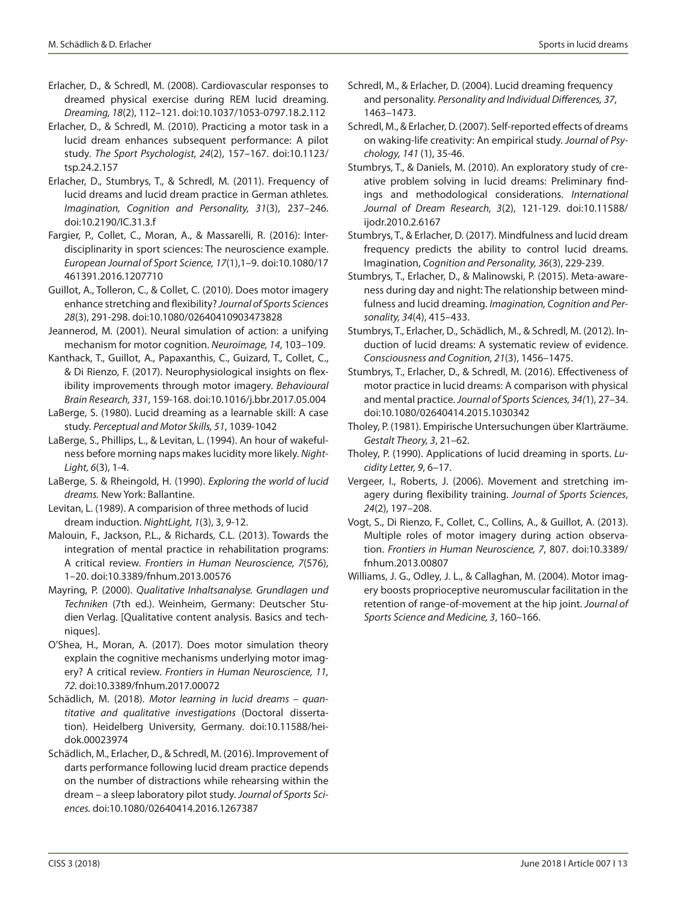Erlacher, D., & Schredl, M. (2008). Cardiovascular responses to dreamed physical exercise during REM lucid dreaming. *Dreaming, 18*(2), 112–121. doi:10.1037/1053-0797.18.2.112

Erlacher, D., & Schredl, M. (2010). Practicing a motor task in a lucid dream enhances subsequent performance: A pilot study. *The Sport Psychologist, 24*(2), 157–167. doi:10.1123/tsp.24.2.157

Erlacher, D., Stumbrys, T., & Schredl, M. (2011). Frequency of lucid dreams and lucid dream practice in German athletes. *Imagination, Cognition and Personality, 31*(3), 237–246. doi:10.2190/IC.31.3.f

Fargier, P., Collet, C., Moran, A., & Massarelli, R. (2016): Interdisciplinarity in sport sciences: The neuroscience example. *European Journal of Sport Science, 17*(1),1–9. doi:10.1080/17461391.2016.1207710

Guillot, A., Tolleron, C., & Collet, C. (2010). Does motor imagery enhance stretching and flexibility? *Journal of Sports Sciences 28*(3), 291-298. doi:10.1080/02640410903473828

Jeannerod, M. (2001). Neural simulation of action: a unifying mechanism for motor cognition. *Neuroimage, 14*, 103–109.

Kanthack, T., Guillot, A., Papaxanthis, C., Guizard, T., Collet, C., & Di Rienzo, F. (2017). Neurophysiological insights on flexibility improvements through motor imagery. *Behavioural Brain Research, 331*, 159-168. doi:10.1016/j.bbr.2017.05.004

LaBerge, S. (1980). Lucid dreaming as a learnable skill: A case study. *Perceptual and Motor Skills, 51*, 1039-1042

LaBerge, S., Phillips, L., & Levitan, L. (1994). An hour of wakefulness before morning naps makes lucidity more likely. *NightLight, 6*(3), 1-4.

LaBerge, S. & Rheingold, H. (1990). *Exploring the world of lucid dreams.* New York: Ballantine.

Levitan, L. (1989). A comparision of three methods of lucid dream induction. *NightLight, 1*(3), 3, 9-12.

Malouin, F., Jackson, P.L., & Richards, C.L. (2013). Towards the integration of mental practice in rehabilitation programs: A critical review. *Frontiers in Human Neuroscience, 7*(576), 1–20. doi:10.3389/fnhum.2013.00576

Mayring, P. (2000). *Qualitative Inhaltsanalyse. Grundlagen und Techniken* (7th ed.). Weinheim, Germany: Deutscher Studien Verlag. [Qualitative content analysis. Basics and techniques].

O'Shea, H., Moran, A. (2017). Does motor simulation theory explain the cognitive mechanisms underlying motor imagery? A critical review. *Frontiers in Human Neuroscience, 11, 72.* doi:10.3389/fnhum.2017.00072

Schädlich, M. (2018). *Motor learning in lucid dreams – quantitative and qualitative investigations* (Doctoral dissertation). Heidelberg University, Germany. doi:10.11588/heidok.00023974

Schädlich, M., Erlacher, D., & Schredl, M. (2016). Improvement of darts performance following lucid dream practice depends on the number of distractions while rehearsing within the dream – a sleep laboratory pilot study. *Journal of Sports Sciences.* doi:10.1080/02640414.2016.1267387

Schredl, M., & Erlacher, D. (2004). Lucid dreaming frequency and personality. *Personality and Individual Differences, 37*, 1463–1473.

Schredl, M., & Erlacher, D. (2007). Self-reported effects of dreams on waking-life creativity: An empirical study. *Journal of Psychology, 141* (1), 35-46.

Stumbrys, T., & Daniels, M. (2010). An exploratory study of creative problem solving in lucid dreams: Preliminary findings and methodological considerations. *International Journal of Dream Research, 3*(2), 121-129. doi:10.11588/ijodr.2010.2.6167

Stumbrys, T., & Erlacher, D. (2017). Mindfulness and lucid dream frequency predicts the ability to control lucid dreams. Imagination, *Cognition and Personality, 36*(3), 229-239.

Stumbrys, T., Erlacher, D., & Malinowski, P. (2015). Meta-awareness during day and night: The relationship between mindfulness and lucid dreaming. *Imagination, Cognition and Personality, 34*(4), 415–433.

Stumbrys, T., Erlacher, D., Schädlich, M., & Schredl, M. (2012). Induction of lucid dreams: A systematic review of evidence. *Consciousness and Cognition, 21*(3), 1456–1475.

Stumbrys, T., Erlacher, D., & Schredl, M. (2016). Effectiveness of motor practice in lucid dreams: A comparison with physical and mental practice. *Journal of Sports Sciences, 34(*1), 27–34. doi:10.1080/02640414.2015.1030342

Tholey, P. (1981). Empirische Untersuchungen über Klarträume. *Gestalt Theory, 3*, 21–62.

Tholey, P. (1990). Applications of lucid dreaming in sports. *Lucidity Letter, 9*, 6–17.

Vergeer, I., Roberts, J. (2006). Movement and stretching imagery during flexibility training. *Journal of Sports Sciences*, *24*(2), 197–208.

Vogt, S., Di Rienzo, F., Collet, C., Collins, A., & Guillot, A. (2013). Multiple roles of motor imagery during action observation. *Frontiers in Human Neuroscience, 7*, 807. doi:10.3389/fnhum.2013.00807

Williams, J. G., Odley, J. L., & Callaghan, M. (2004). Motor imagery boosts proprioceptive neuromuscular facilitation in the retention of range-of-movement at the hip joint. *Journal of Sports Science and Medicine, 3*, 160–166.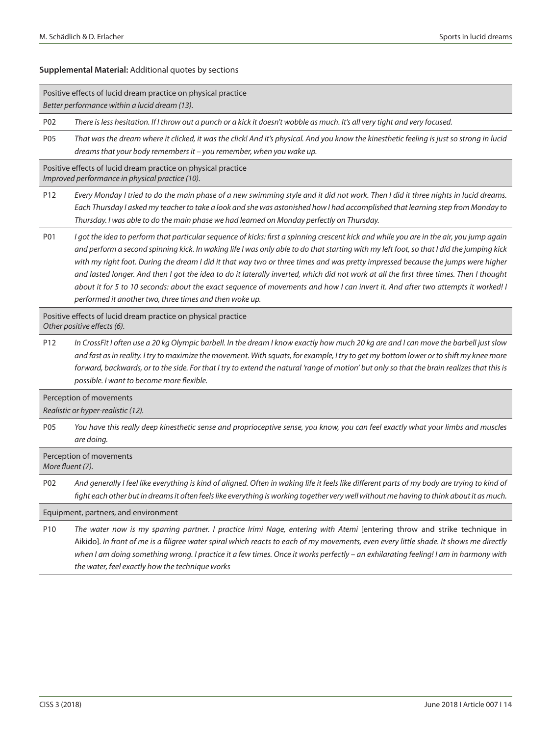**Supplemental Material:** Additional quotes by sections

| | |
|---|---|
| Positive effects of lucid dream practice on physical practice<br>*Better performance within a lucid dream (13).* | |
| P02 | *There is less hesitation. If I throw out a punch or a kick it doesn't wobble as much. It's all very tight and very focused.* |
| P05 | *That was the dream where it clicked, it was the click! And it's physical. And you know the kinesthetic feeling is just so strong in lucid dreams that your body remembers it – you remember, when you wake up.* |
| Positive effects of lucid dream practice on physical practice<br>*Improved performance in physical practice (10).* | |
| P12 | *Every Monday I tried to do the main phase of a new swimming style and it did not work. Then I did it three nights in lucid dreams. Each Thursday I asked my teacher to take a look and she was astonished how I had accomplished that learning step from Monday to Thursday. I was able to do the main phase we had learned on Monday perfectly on Thursday.* |
| P01 | *I got the idea to perform that particular sequence of kicks: first a spinning crescent kick and while you are in the air, you jump again and perform a second spinning kick. In waking life I was only able to do that starting with my left foot, so that I did the jumping kick with my right foot. During the dream I did it that way two or three times and was pretty impressed because the jumps were higher and lasted longer. And then I got the idea to do it laterally inverted, which did not work at all the first three times. Then I thought about it for 5 to 10 seconds: about the exact sequence of movements and how I can invert it. And after two attempts it worked! I performed it another two, three times and then woke up.* |
| Positive effects of lucid dream practice on physical practice<br>*Other positive effects (6).* | |
| P12 | *In CrossFit I often use a 20 kg Olympic barbell. In the dream I know exactly how much 20 kg are and I can move the barbell just slow and fast as in reality. I try to maximize the movement. With squats, for example, I try to get my bottom lower or to shift my knee more forward, backwards, or to the side. For that I try to extend the natural 'range of motion' but only so that the brain realizes that this is possible. I want to become more flexible.* |
| Perception of movements<br>*Realistic or hyper-realistic (12).* | |
| P05 | *You have this really deep kinesthetic sense and proprioceptive sense, you know, you can feel exactly what your limbs and muscles are doing.* |
| Perception of movements<br>*More fluent (7).* | |
| P02 | *And generally I feel like everything is kind of aligned. Often in waking life it feels like different parts of my body are trying to kind of fight each other but in dreams it often feels like everything is working together very well without me having to think about it as much.* |
| Equipment, partners, and environment | |
| P10 | *The water now is my sparring partner. I practice Irimi Nage, entering with Atemi* [entering throw and strike technique in Aikido]. *In front of me is a filigree water spiral which reacts to each of my movements, even every little shade. It shows me directly when I am doing something wrong. I practice it a few times. Once it works perfectly – an exhilarating feeling! I am in harmony with the water, feel exactly how the technique works* |